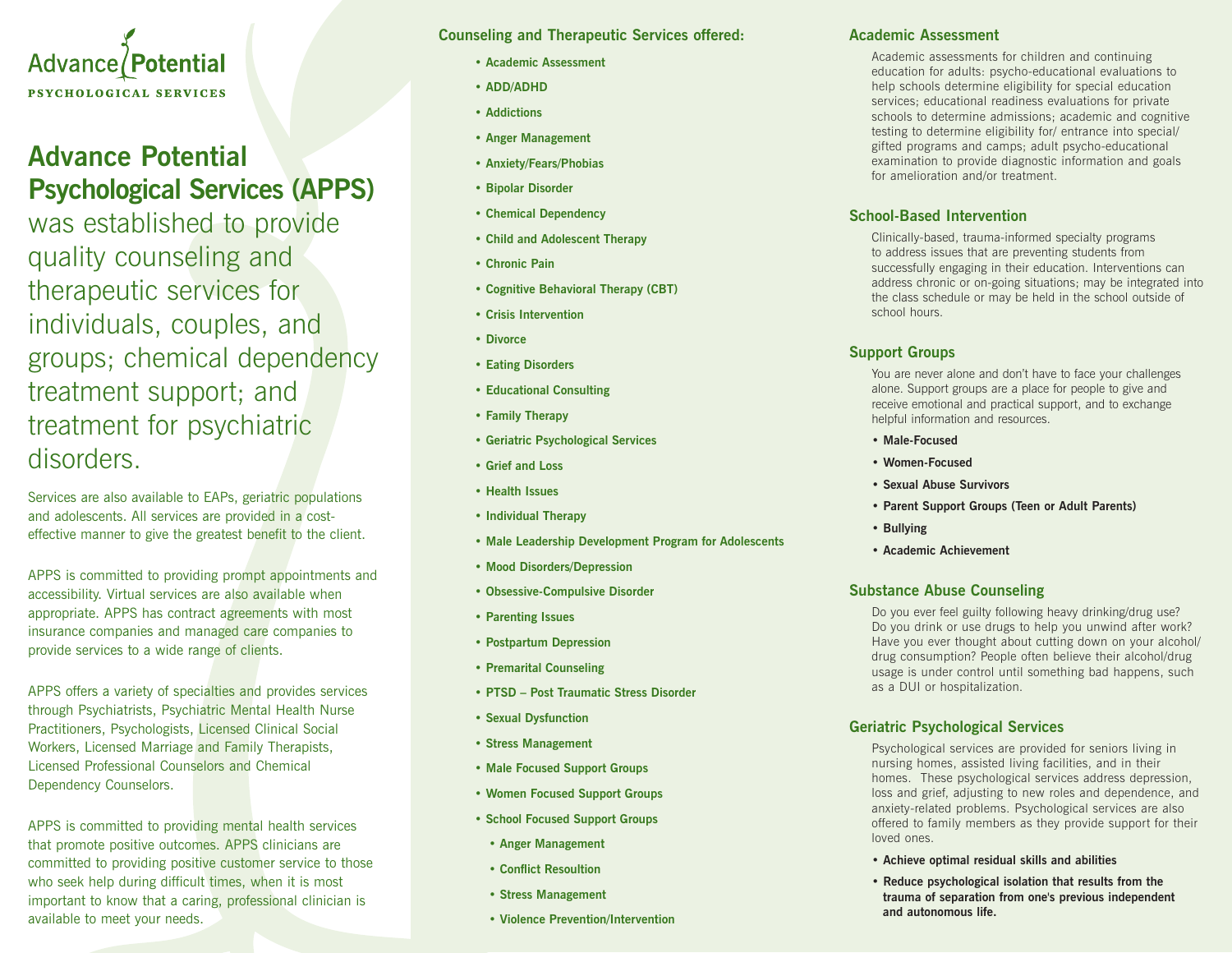Advance Potential

PSYCHOLOGICAL SERVICES

# Advance Potential Psychological Services (APPS)

was established to provide quality counseling and therapeutic services for individuals, couples, and groups; chemical dependency treatment support; and treatment for psychiatric disorders.

Services are also available to EAPs, geriatric populations and adolescents. All services are provided in a cost-effective manner to give the greatest benefit to the client.

APPS is committed to providing prompt appointments and accessibility. Virtual services are also available when appropriate. APPS has contract agreements with most insurance companies and managed care companies to provide services to a wide range of clients.

APPS offers a variety of specialties and provides services through Psychiatrists, Psychiatric Mental Health Nurse Practitioners, Psychologists, Licensed Clinical Social Workers, Licensed Marriage and Family Therapists, Licensed Professional Counselors and Chemical Dependency Counselors.

APPS is committed to providing mental health services that promote positive outcomes. APPS clinicians are committed to providing positive customer service to those who seek help during difficult times, when it is most important to know that a caring, professional clinician is available to meet your needs.

## Counseling and Therapeutic Services offered:

- Academic Assessment
- ADD/ADHD
- Addictions
- Anger Management
- Anxiety/Fears/Phobias
- Bipolar Disorder
- Chemical Dependency
- Child and Adolescent Therapy
- Chronic Pain
- Cognitive Behavioral Therapy (CBT)
- Crisis Intervention
- Divorce
- Eating Disorders
- Educational Consulting
- Family Therapy
- Geriatric Psychological Services
- Grief and Loss
- Health Issues
- Individual Therapy
- Male Leadership Development Program for Adolescents
- Mood Disorders/Depression
- Obsessive-Compulsive Disorder
- Parenting Issues
- Postpartum Depression
- Premarital Counseling
- PTSD – Post Traumatic Stress Disorder
- Sexual Dysfunction
- Stress Management
- Male Focused Support Groups
- Women Focused Support Groups
- School Focused Support Groups
  - Anger Management
  - Conflict Resoultion
  - Stress Management
  - Violence Prevention/Intervention

## Academic Assessment

Academic assessments for children and continuing education for adults: psycho-educational evaluations to help schools determine eligibility for special education services; educational readiness evaluations for private schools to determine admissions; academic and cognitive testing to determine eligibility for/ entrance into special/ gifted programs and camps; adult psycho-educational examination to provide diagnostic information and goals for amelioration and/or treatment.

## School-Based Intervention

Clinically-based, trauma-informed specialty programs to address issues that are preventing students from successfully engaging in their education. Interventions can address chronic or on-going situations; may be integrated into the class schedule or may be held in the school outside of school hours.

## Support Groups

You are never alone and don't have to face your challenges alone. Support groups are a place for people to give and receive emotional and practical support, and to exchange helpful information and resources.

- **Male-Focused**
- **Women-Focused**
- **Sexual Abuse Survivors**
- **Parent Support Groups (Teen or Adult Parents)**
- **Bullying**
- **Academic Achievement**

## Substance Abuse Counseling

Do you ever feel guilty following heavy drinking/drug use? Do you drink or use drugs to help you unwind after work? Have you ever thought about cutting down on your alcohol/ drug consumption? People often believe their alcohol/drug usage is under control until something bad happens, such as a DUI or hospitalization.

## Geriatric Psychological Services

Psychological services are provided for seniors living in nursing homes, assisted living facilities, and in their homes. These psychological services address depression, loss and grief, adjusting to new roles and dependence, and anxiety-related problems. Psychological services are also offered to family members as they provide support for their loved ones.

- **Achieve optimal residual skills and abilities**
- **Reduce psychological isolation that results from the trauma of separation from one's previous independent and autonomous life.**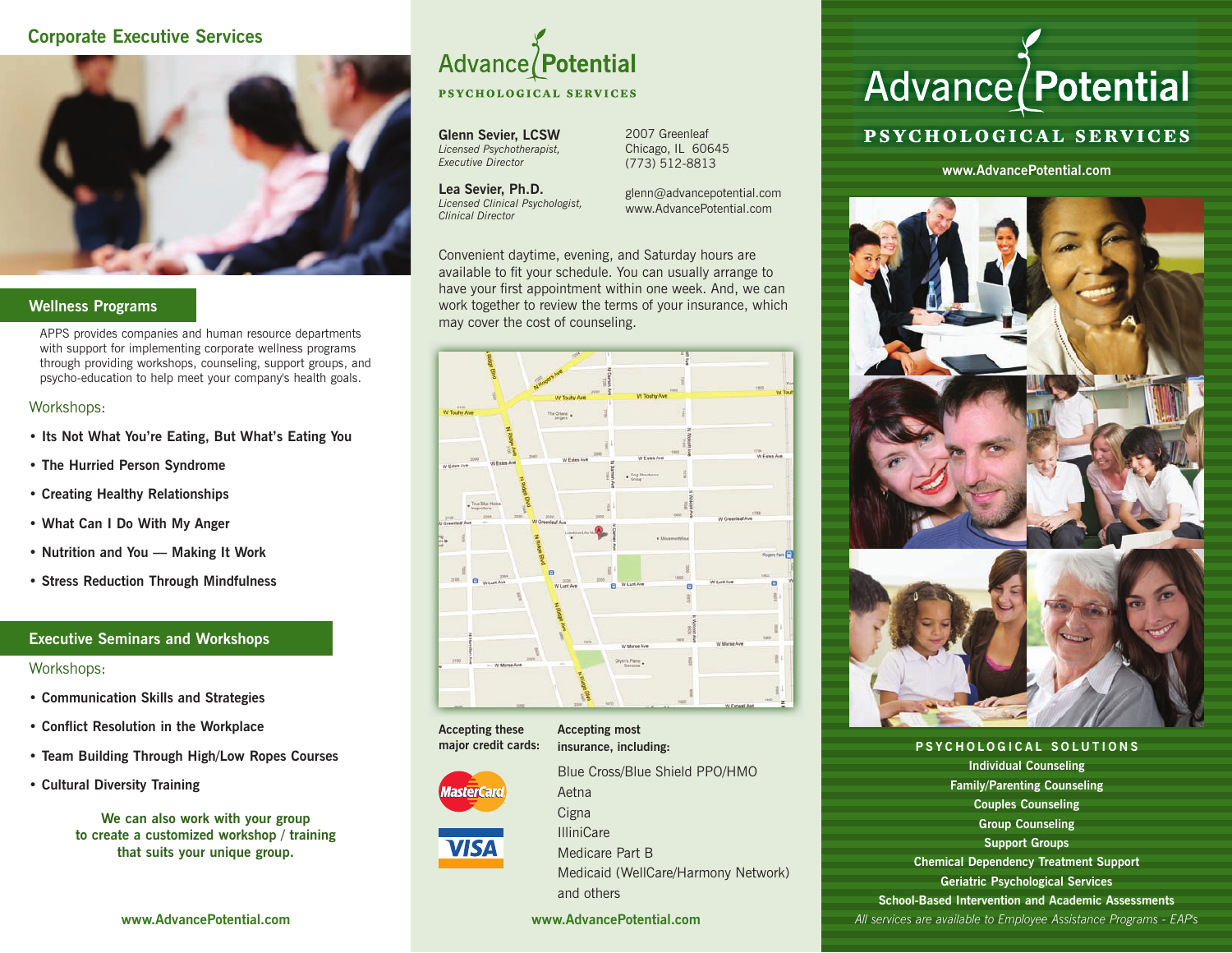## Corporate Executive Services

### Wellness Programs

APPS provides companies and human resource departments with support for implementing corporate wellness programs through providing workshops, counseling, support groups, and psycho-education to help meet your company's health goals.

Workshops:

- **Its Not What You're Eating, But What's Eating You**
- **The Hurried Person Syndrome**
- **Creating Healthy Relationships**
- **What Can I Do With My Anger**
- **Nutrition and You — Making It Work**
- **Stress Reduction Through Mindfulness**

### Executive Seminars and Workshops

Workshops:

- **Communication Skills and Strategies**
- **Conflict Resolution in the Workplace**
- **Team Building Through High/Low Ropes Courses**
- **Cultural Diversity Training**

**We can also work with your group to create a customized workshop / training that suits your unique group.**

**www.AdvancePotential.com**

# Advance Potential

PSYCHOLOGICAL SERVICES

**Glenn Sevier, LCSW**
*Licensed Psychotherapist, Executive Director*

**Lea Sevier, Ph.D.**
*Licensed Clinical Psychologist, Clinical Director*

2007 Greenleaf
Chicago, IL 60645
(773) 512-8813

glenn@advancepotential.com
www.AdvancePotential.com

Convenient daytime, evening, and Saturday hours are available to fit your schedule. You can usually arrange to have your first appointment within one week. And, we can work together to review the terms of your insurance, which may cover the cost of counseling.

**Accepting these major credit cards:**

MasterCard
VISA

**Accepting most insurance, including:**

Blue Cross/Blue Shield PPO/HMO
Aetna
Cigna
IlliniCare
Medicare Part B
Medicaid (WellCare/Harmony Network)
and others

**www.AdvancePotential.com**

# Advance Potential

## PSYCHOLOGICAL SERVICES

**www.AdvancePotential.com**

### PSYCHOLOGICAL SOLUTIONS

**Individual Counseling**
**Family/Parenting Counseling**
**Couples Counseling**
**Group Counseling**
**Support Groups**
**Chemical Dependency Treatment Support**
**Geriatric Psychological Services**
**School-Based Intervention and Academic Assessments**

*All services are available to Employee Assistance Programs - EAP's*